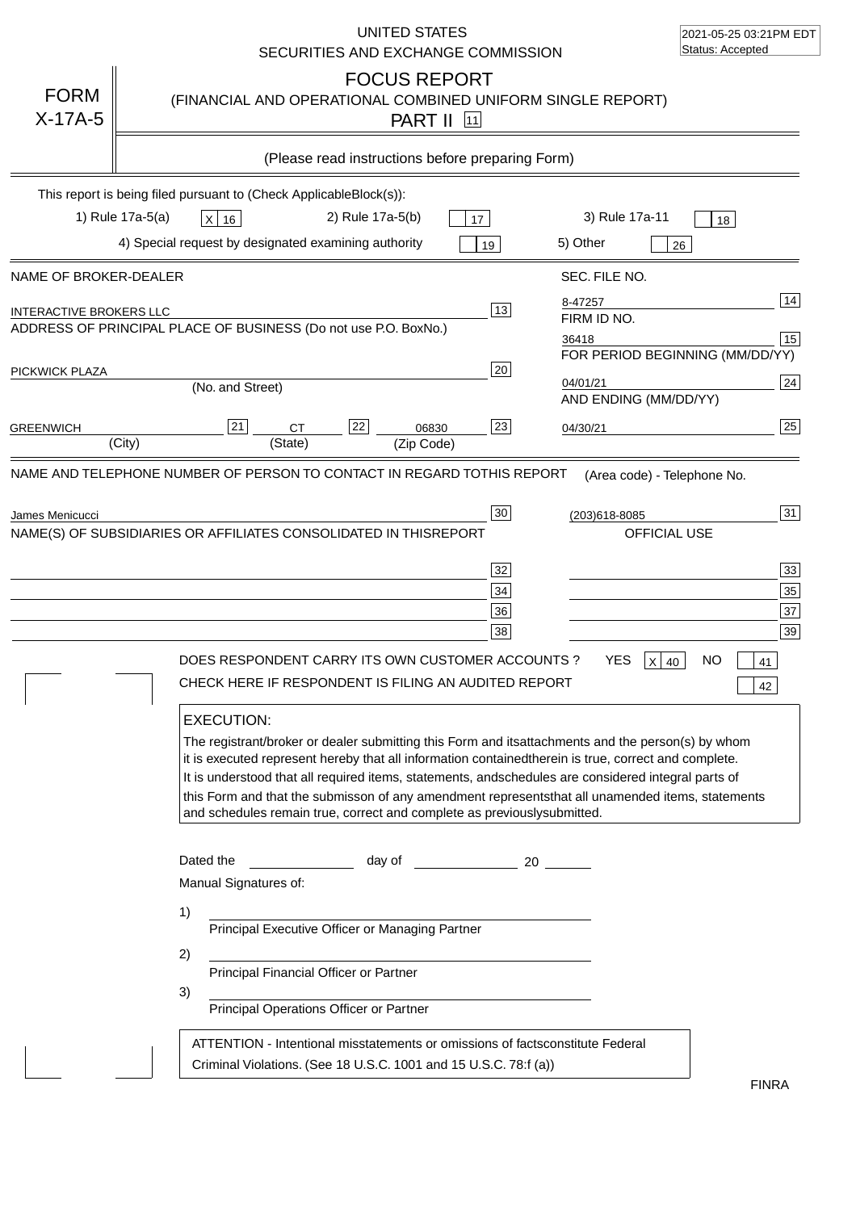2021-05-25 03:21PM EDT
Status: Accepted

UNITED STATES
SECURITIES AND EXCHANGE COMMISSION

# FORM X-17A-5

## FOCUS REPORT
(FINANCIAL AND OPERATIONAL COMBINED UNIFORM SINGLE REPORT)

PART II [11]

(Please read instructions before preparing Form)

This report is being filed pursuant to (Check ApplicableBlock(s)):

1) Rule 17a-5(a) [X] 16    2) Rule 17a-5(b) [ ] 17    3) Rule 17a-11 [ ] 18

4) Special request by designated examining authority [ ] 19    5) Other [ ] 26

| | |
|---|---|
| NAME OF BROKER-DEALER | SEC. FILE NO. |
| INTERACTIVE BROKERS LLC [13] | 8-47257 [14] |
| ADDRESS OF PRINCIPAL PLACE OF BUSINESS (Do not use P.O. BoxNo.) | FIRM ID NO. |
| | 36418 [15] |
| PICKWICK PLAZA [20] | FOR PERIOD BEGINNING (MM/DD/YY) |
| (No. and Street) | 04/01/21 [24] |
| | AND ENDING (MM/DD/YY) |
| GREENWICH [21] CT [22] 06830 [23] | 04/30/21 [25] |
| (City) (State) (Zip Code) | |

NAME AND TELEPHONE NUMBER OF PERSON TO CONTACT IN REGARD TOTHIS REPORT — (Area code) - Telephone No.

James Menicucci [30] — (203)618-8085 [31]

NAME(S) OF SUBSIDIARIES OR AFFILIATES CONSOLIDATED IN THISREPORT — OFFICIAL USE

[32] [33]
[34] [35]
[36] [37]
[38] [39]

DOES RESPONDENT CARRY ITS OWN CUSTOMER ACCOUNTS ? YES [X] 40 NO [ ] 41

CHECK HERE IF RESPONDENT IS FILING AN AUDITED REPORT [ ] 42

**EXECUTION:**

The registrant/broker or dealer submitting this Form and itsattachments and the person(s) by whom it is executed represent hereby that all information containedtherein is true, correct and complete. It is understood that all required items, statements, andschedules are considered integral parts of this Form and that the submisson of any amendment representsthat all unamended items, statements and schedules remain true, correct and complete as previouslysubmitted.

Dated the ______________ day of ______________ 20 ______

Manual Signatures of:

1) ______________________________
Principal Executive Officer or Managing Partner

2) ______________________________
Principal Financial Officer or Partner

3) ______________________________
Principal Operations Officer or Partner

ATTENTION - Intentional misstatements or omissions of factsconstitute Federal Criminal Violations. (See 18 U.S.C. 1001 and 15 U.S.C. 78:f (a))

FINRA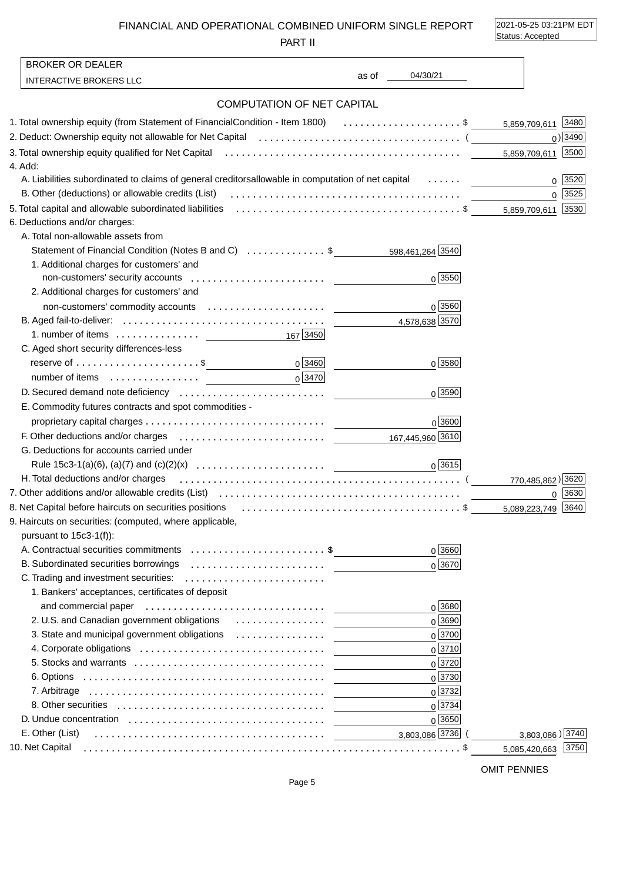FINANCIAL AND OPERATIONAL COMBINED UNIFORM SINGLE REPORT

PART II

2021-05-25 03:21PM EDT
Status: Accepted

BROKER OR DEALER
INTERACTIVE BROKERS LLC

as of 04/30/21

## COMPUTATION OF NET CAPITAL

| | | | | | | |
|---|---|---|---|---|---|---|
| 1. Total ownership equity (from Statement of FinancialCondition - Item 1800) | | | | | $ 5,859,709,611 | 3480 |
| 2. Deduct: Ownership equity not allowable for Net Capital | | | | | ( 0 ) | 3490 |
| 3. Total ownership equity qualified for Net Capital | | | | | 5,859,709,611 | 3500 |
| 4. Add: | | | | | | |
| A. Liabilities subordinated to claims of general creditorsallowable in computation of net capital | | | | | 0 | 3520 |
| B. Other (deductions) or allowable credits (List) | | | | | 0 | 3525 |
| 5. Total capital and allowable subordinated liabilities | | | | | $ 5,859,709,611 | 3530 |
| 6. Deductions and/or charges: | | | | | | |
| A. Total non-allowable assets from Statement of Financial Condition (Notes B and C) | | | $ 598,461,264 | 3540 | | |
| 1. Additional charges for customers' and non-customers' security accounts | | | 0 | 3550 | | |
| 2. Additional charges for customers' and non-customers' commodity accounts | | | 0 | 3560 | | |
| B. Aged fail-to-deliver: | | | 4,578,638 | 3570 | | |
| 1. number of items | 167 | 3450 | | | | |
| C. Aged short security differences-less reserve of | $ 0 | 3460 | 0 | 3580 | | |
| number of items | 0 | 3470 | | | | |
| D. Secured demand note deficiency | | | 0 | 3590 | | |
| E. Commodity futures contracts and spot commodities - proprietary capital charges | | | 0 | 3600 | | |
| F. Other deductions and/or charges | | | 167,445,960 | 3610 | | |
| G. Deductions for accounts carried under Rule 15c3-1(a)(6), (a)(7) and (c)(2)(x) | | | 0 | 3615 | | |
| H. Total deductions and/or charges | | | | | ( 770,485,862 ) | 3620 |
| 7. Other additions and/or allowable credits (List) | | | | | 0 | 3630 |
| 8. Net Capital before haircuts on securities positions | | | | | $ 5,089,223,749 | 3640 |
| 9. Haircuts on securities: (computed, where applicable, pursuant to 15c3-1(f)): | | | | | | |
| A. Contractual securities commitments | | | $ 0 | 3660 | | |
| B. Subordinated securities borrowings | | | 0 | 3670 | | |
| C. Trading and investment securities: | | | | | | |
| 1. Bankers' acceptances, certificates of deposit and commercial paper | | | 0 | 3680 | | |
| 2. U.S. and Canadian government obligations | | | 0 | 3690 | | |
| 3. State and municipal government obligations | | | 0 | 3700 | | |
| 4. Corporate obligations | | | 0 | 3710 | | |
| 5. Stocks and warrants | | | 0 | 3720 | | |
| 6. Options | | | 0 | 3730 | | |
| 7. Arbitrage | | | 0 | 3732 | | |
| 8. Other securities | | | 0 | 3734 | | |
| D. Undue concentration | | | 0 | 3650 | | |
| E. Other (List) | | | 3,803,086 | 3736 | ( 3,803,086 ) | 3740 |
| 10. Net Capital | | | | | $ 5,085,420,663 | 3750 |

OMIT PENNIES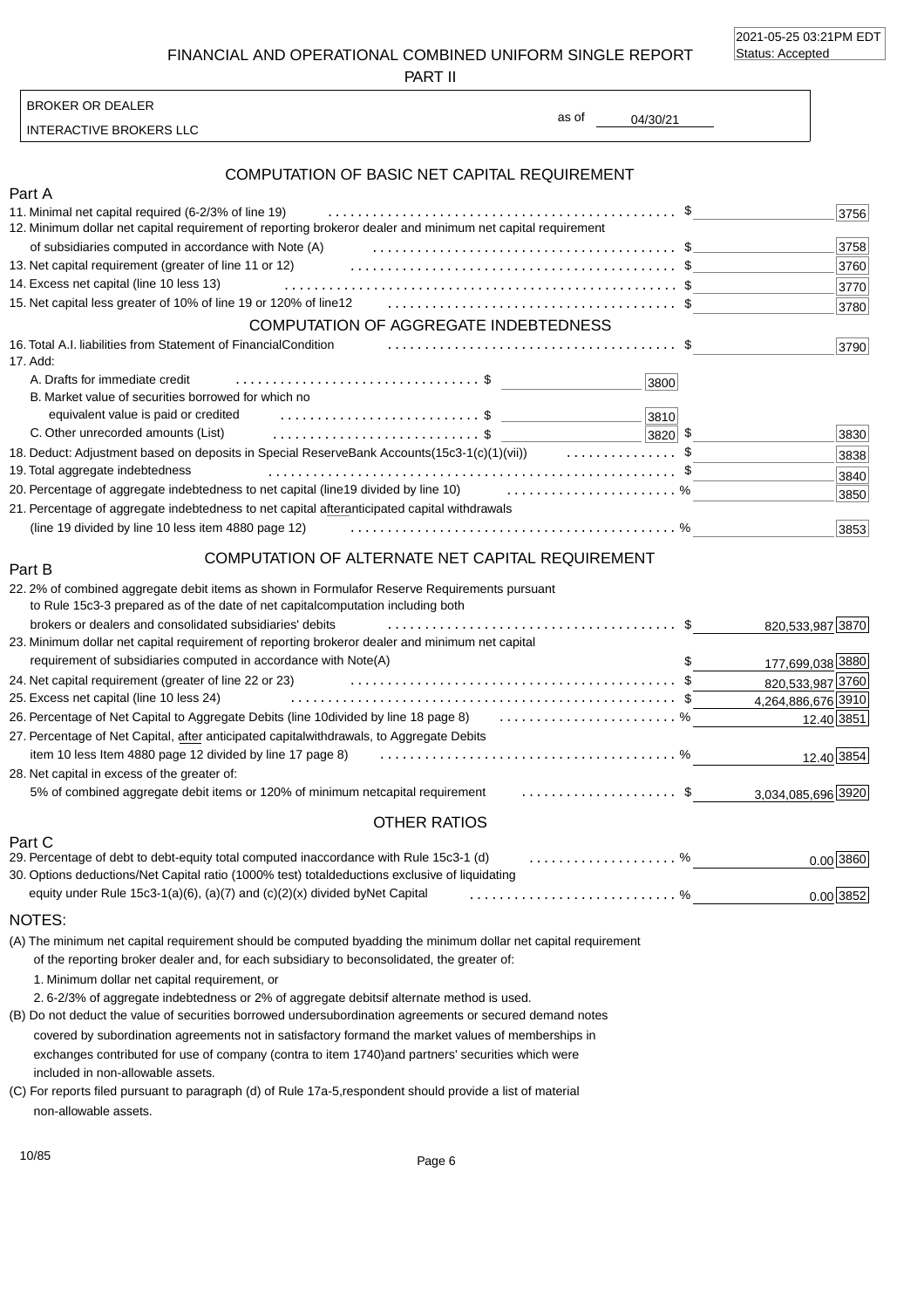2021-05-25 03:21PM EDT
Status: Accepted

# FINANCIAL AND OPERATIONAL COMBINED UNIFORM SINGLE REPORT
## PART II

BROKER OR DEALER
INTERACTIVE BROKERS LLC

as of 04/30/21

## COMPUTATION OF BASIC NET CAPITAL REQUIREMENT

### Part A

| | | |
|---|---|---|
| 11. Minimal net capital required (6-2/3% of line 19) | $ | 3756 |
| 12. Minimum dollar net capital requirement of reporting brokeror dealer and minimum net capital requirement of subsidiaries computed in accordance with Note (A) | $ | 3758 |
| 13. Net capital requirement (greater of line 11 or 12) | $ | 3760 |
| 14. Excess net capital (line 10 less 13) | $ | 3770 |
| 15. Net capital less greater of 10% of line 19 or 120% of line12 | $ | 3780 |

## COMPUTATION OF AGGREGATE INDEBTEDNESS

| | | | |
|---|---|---|---|
| 16. Total A.I. liabilities from Statement of FinancialCondition | | $ | 3790 |
| 17. Add: | | | |
| A. Drafts for immediate credit | $ 3800 | | |
| B. Market value of securities borrowed for which no equivalent value is paid or credited | $ 3810 | | |
| C. Other unrecorded amounts (List) | $ 3820 | $ | 3830 |
| 18. Deduct: Adjustment based on deposits in Special ReserveBank Accounts(15c3-1(c)(1)(vii)) | | $ | 3838 |
| 19. Total aggregate indebtedness | | $ | 3840 |
| 20. Percentage of aggregate indebtedness to net capital (line19 divided by line 10) | | % | 3850 |
| 21. Percentage of aggregate indebtedness to net capital afteranticipated capital withdrawals (line 19 divided by line 10 less item 4880 page 12) | | % | 3853 |

## COMPUTATION OF ALTERNATE NET CAPITAL REQUIREMENT

### Part B

| | | | |
|---|---|---|---|
| 22. 2% of combined aggregate debit items as shown in Formulafor Reserve Requirements pursuant to Rule 15c3-3 prepared as of the date of net capitalcomputation including both brokers or dealers and consolidated subsidiaries' debits | $ | 820,533,987 | 3870 |
| 23. Minimum dollar net capital requirement of reporting brokeror dealer and minimum net capital requirement of subsidiaries computed in accordance with Note(A) | $ | 177,699,038 | 3880 |
| 24. Net capital requirement (greater of line 22 or 23) | $ | 820,533,987 | 3760 |
| 25. Excess net capital (line 10 less 24) | $ | 4,264,886,676 | 3910 |
| 26. Percentage of Net Capital to Aggregate Debits (line 10divided by line 18 page 8) | % | 12.40 | 3851 |
| 27. Percentage of Net Capital, after anticipated capitalwithdrawals, to Aggregate Debits item 10 less Item 4880 page 12 divided by line 17 page 8) | % | 12.40 | 3854 |
| 28. Net capital in excess of the greater of: 5% of combined aggregate debit items or 120% of minimum netcapital requirement | $ | 3,034,085,696 | 3920 |

## OTHER RATIOS

### Part C

| | | | |
|---|---|---|---|
| 29. Percentage of debt to debt-equity total computed inaccordance with Rule 15c3-1 (d) | % | 0.00 | 3860 |
| 30. Options deductions/Net Capital ratio (1000% test) totaldeductions exclusive of liquidating equity under Rule 15c3-1(a)(6), (a)(7) and (c)(2)(x) divided byNet Capital | % | 0.00 | 3852 |

NOTES:

(A) The minimum net capital requirement should be computed byadding the minimum dollar net capital requirement of the reporting broker dealer and, for each subsidiary to beconsolidated, the greater of:

1. Minimum dollar net capital requirement, or
2. 6-2/3% of aggregate indebtedness or 2% of aggregate debitsif alternate method is used.

(B) Do not deduct the value of securities borrowed undersubordination agreements or secured demand notes covered by subordination agreements not in satisfactory formand the market values of memberships in exchanges contributed for use of company (contra to item 1740)and partners' securities which were included in non-allowable assets.

(C) For reports filed pursuant to paragraph (d) of Rule 17a-5,respondent should provide a list of material non-allowable assets.

10/85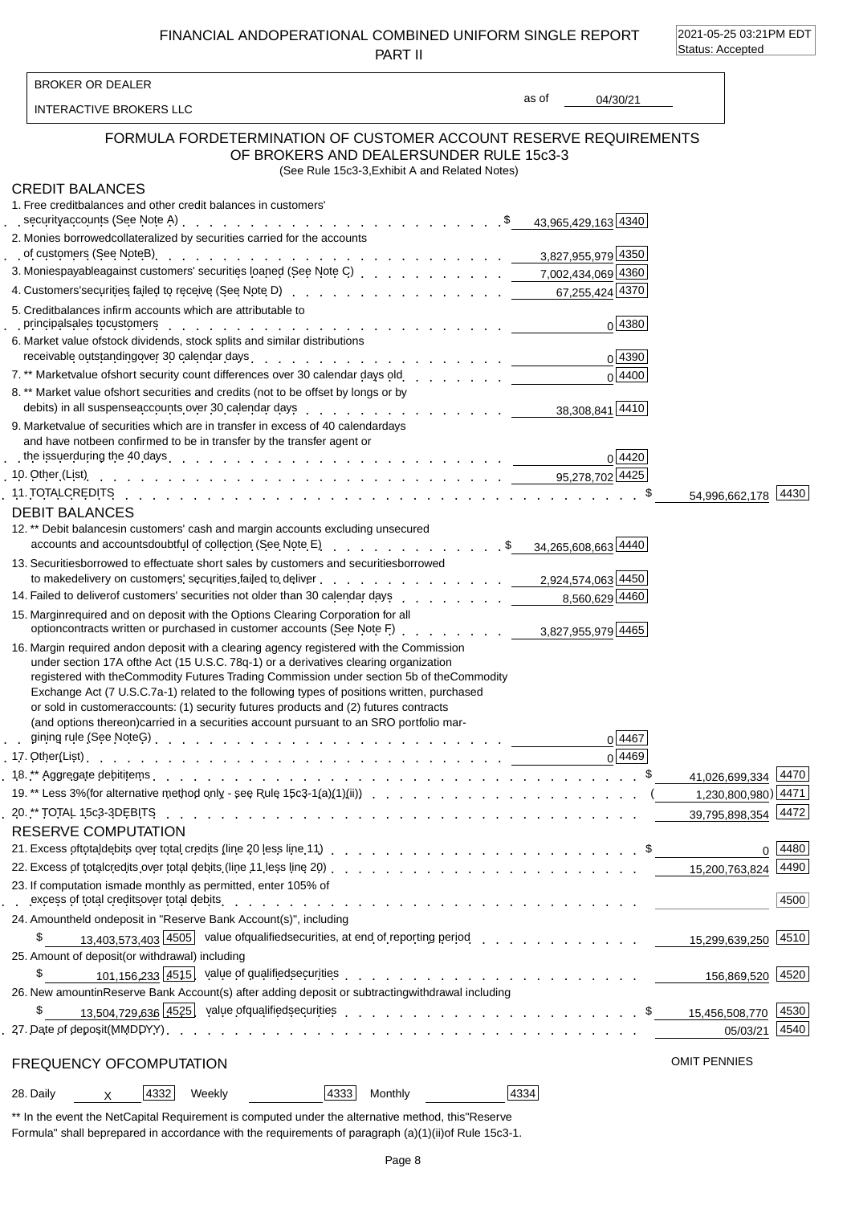# FINANCIAL ANDOPERATIONAL COMBINED UNIFORM SINGLE REPORT PART II

2021-05-25 03:21PM EDT
Status: Accepted

BROKER OR DEALER

INTERACTIVE BROKERS LLC

as of 04/30/21

## FORMULA FORDETERMINATION OF CUSTOMER ACCOUNT RESERVE REQUIREMENTS OF BROKERS AND DEALERSUNDER RULE 15c3-3

(See Rule 15c3-3,Exhibit A and Related Notes)

### CREDIT BALANCES

| | | | | |
|---|---|---|---|---|
| 1. Free creditbalances and other credit balances in customers' securityaccounts (See Note A) | $ 43,965,429,163 | 4340 | | |
| 2. Monies borrowedcollateralized by securities carried for the accounts of customers (See NoteB) | 3,827,955,979 | 4350 | | |
| 3. Moniespayableagainst customers' securities loaned (See Note C) | 7,002,434,069 | 4360 | | |
| 4. Customers'securities failed to receive (See Note D) | 67,255,424 | 4370 | | |
| 5. Creditbalances infirm accounts which are attributable to principalsales tocustomers | 0 | 4380 | | |
| 6. Market value ofstock dividends, stock splits and similar distributions receivable outstandingover 30 calendar days | 0 | 4390 | | |
| 7. ** Marketvalue ofshort security count differences over 30 calendar days old | 0 | 4400 | | |
| 8. ** Market value ofshort securities and credits (not to be offset by longs or by debits) in all suspenseaccounts over 30 calendar days | 38,308,841 | 4410 | | |
| 9. Marketvalue of securities which are in transfer in excess of 40 calendardays and have notbeen confirmed to be in transfer by the transfer agent or the issuerduring the 40 days | 0 | 4420 | | |
| 10. Other (List) | 95,278,702 | 4425 | | |
| 11. TOTALCREDITS | | | $ 54,996,662,178 | 4430 |

### DEBIT BALANCES

| | | | | |
|---|---|---|---|---|
| 12. ** Debit balancesin customers' cash and margin accounts excluding unsecured accounts and accountsdoubtful of collection (See Note E) | $ 34,265,608,663 | 4440 | | |
| 13. Securitiesborrowed to effectuate short sales by customers and securitiesborrowed to makedelivery on customers' securities failed to deliver | 2,924,574,063 | 4450 | | |
| 14. Failed to deliverof customers' securities not older than 30 calendar days | 8,560,629 | 4460 | | |
| 15. Marginrequired and on deposit with the Options Clearing Corporation for all optioncontracts written or purchased in customer accounts (See Note F) | 3,827,955,979 | 4465 | | |
| 16. Margin required andon deposit with a clearing agency registered with the Commission under section 17A ofthe Act (15 U.S.C. 78q-1) or a derivatives clearing organization registered with theCommodity Futures Trading Commission under section 5b of theCommodity Exchange Act (7 U.S.C.7a-1) related to the following types of positions written, purchased or sold in customeraccounts: (1) security futures products and (2) futures contracts (and options thereon)carried in a securities account pursuant to an SRO portfolio margining rule (See NoteG) | 0 | 4467 | | |
| 17. Other(List) | 0 | 4469 | | |
| 18. ** Aggregate debititems | | | $ 41,026,699,334 | 4470 |
| 19. ** Less 3%(for alternative method only - see Rule 15c3-1(a)(1)(ii)) | | | (1,230,800,980) | 4471 |
| 20. ** TOTAL 15c3-3DEBITS | | | 39,795,898,354 | 4472 |

### RESERVE COMPUTATION

| | | | | |
|---|---|---|---|---|
| 21. Excess oftotaldebits over total credits (line 20 less line 11) | | | $ 0 | 4480 |
| 22. Excess of totalcredits over total debits (line 11 less line 20) | | | 15,200,763,824 | 4490 |
| 23. If computation ismade monthly as permitted, enter 105% of excess of total creditsover total debits | | | | 4500 |
| 24. Amountheld ondeposit in "Reserve Bank Account(s)", including $ value ofqualifiedsecurities, at end of reporting period | $ 13,403,573,403 | 4505 | 15,299,639,250 | 4510 |
| 25. Amount of deposit(or withdrawal) including $ value of qualifiedsecurities | 101,156,233 | 4515 | 156,869,520 | 4520 |
| 26. New amountinReserve Bank Account(s) after adding deposit or subtractingwithdrawal including $ value ofqualifiedsecurities | 13,504,729,636 | 4525 | $ 15,456,508,770 | 4530 |
| 27. Date of deposit(MMDDYY) | | | 05/03/21 | 4540 |

### FREQUENCY OFCOMPUTATION

OMIT PENNIES

28. Daily X [4332] Weekly [4333] Monthly [4334]

** In the event the NetCapital Requirement is computed under the alternative method, this"Reserve Formula" shall beprepared in accordance with the requirements of paragraph (a)(1)(ii)of Rule 15c3-1.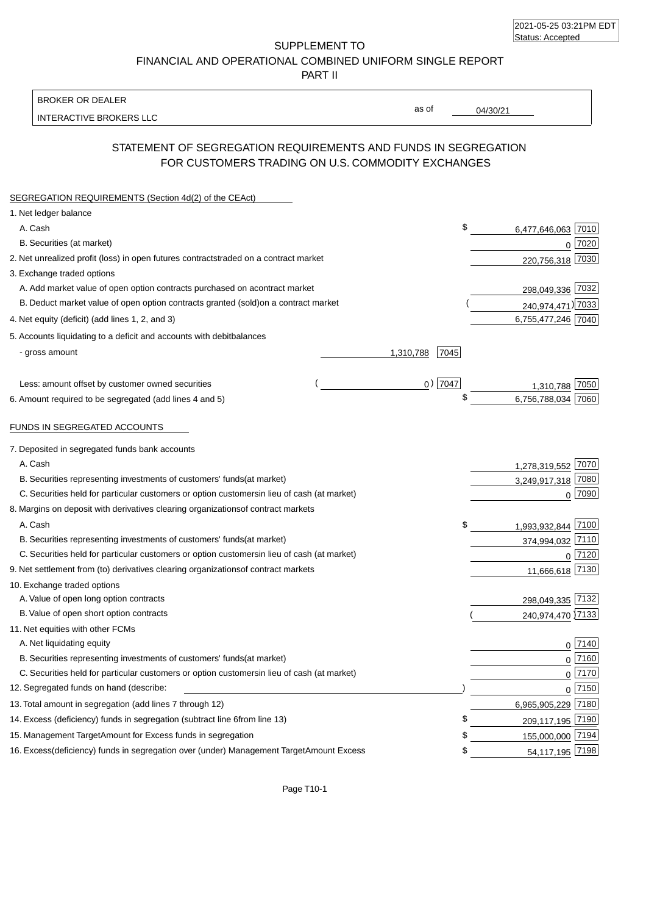2021-05-25 03:21PM EDT
Status: Accepted

SUPPLEMENT TO
FINANCIAL AND OPERATIONAL COMBINED UNIFORM SINGLE REPORT
PART II

BROKER OR DEALER
INTERACTIVE BROKERS LLC

as of 04/30/21

## STATEMENT OF SEGREGATION REQUIREMENTS AND FUNDS IN SEGREGATION FOR CUSTOMERS TRADING ON U.S. COMMODITY EXCHANGES

SEGREGATION REQUIREMENTS (Section 4d(2) of the CEAct)

| | | | | |
|---|---|---|---|---|
| 1. Net ledger balance | | | | |
| A. Cash | | | $ 6,477,646,063 | 7010 |
| B. Securities (at market) | | | 0 | 7020 |
| 2. Net unrealized profit (loss) in open futures contracts traded on a contract market | | | 220,756,318 | 7030 |
| 3. Exchange traded options | | | | |
| A. Add market value of open option contracts purchased on a contract market | | | 298,049,336 | 7032 |
| B. Deduct market value of open option contracts granted (sold) on a contract market | | | (240,974,471) | 7033 |
| 4. Net equity (deficit) (add lines 1, 2, and 3) | | | 6,755,477,246 | 7040 |
| 5. Accounts liquidating to a deficit and accounts with debit balances | | | | |
| - gross amount | 1,310,788 | 7045 | | |
| Less: amount offset by customer owned securities | (0) | 7047 | 1,310,788 | 7050 |
| 6. Amount required to be segregated (add lines 4 and 5) | | | $ 6,756,788,034 | 7060 |

FUNDS IN SEGREGATED ACCOUNTS

| | | |
|---|---|---|
| 7. Deposited in segregated funds bank accounts | | |
| A. Cash | 1,278,319,552 | 7070 |
| B. Securities representing investments of customers' funds (at market) | 3,249,917,318 | 7080 |
| C. Securities held for particular customers or option customers in lieu of cash (at market) | 0 | 7090 |
| 8. Margins on deposit with derivatives clearing organizations of contract markets | | |
| A. Cash | $ 1,993,932,844 | 7100 |
| B. Securities representing investments of customers' funds (at market) | 374,994,032 | 7110 |
| C. Securities held for particular customers or option customers in lieu of cash (at market) | 0 | 7120 |
| 9. Net settlement from (to) derivatives clearing organizations of contract markets | 11,666,618 | 7130 |
| 10. Exchange traded options | | |
| A. Value of open long option contracts | 298,049,335 | 7132 |
| B. Value of open short option contracts | (240,974,470) | 7133 |
| 11. Net equities with other FCMs | | |
| A. Net liquidating equity | 0 | 7140 |
| B. Securities representing investments of customers' funds (at market) | 0 | 7160 |
| C. Securities held for particular customers or option customers in lieu of cash (at market) | 0 | 7170 |
| 12. Segregated funds on hand (describe: ) | 0 | 7150 |
| 13. Total amount in segregation (add lines 7 through 12) | 6,965,905,229 | 7180 |
| 14. Excess (deficiency) funds in segregation (subtract line 6 from line 13) | $ 209,117,195 | 7190 |
| 15. Management Target Amount for Excess funds in segregation | $ 155,000,000 | 7194 |
| 16. Excess (deficiency) funds in segregation over (under) Management Target Amount Excess | $ 54,117,195 | 7198 |

Page T10-1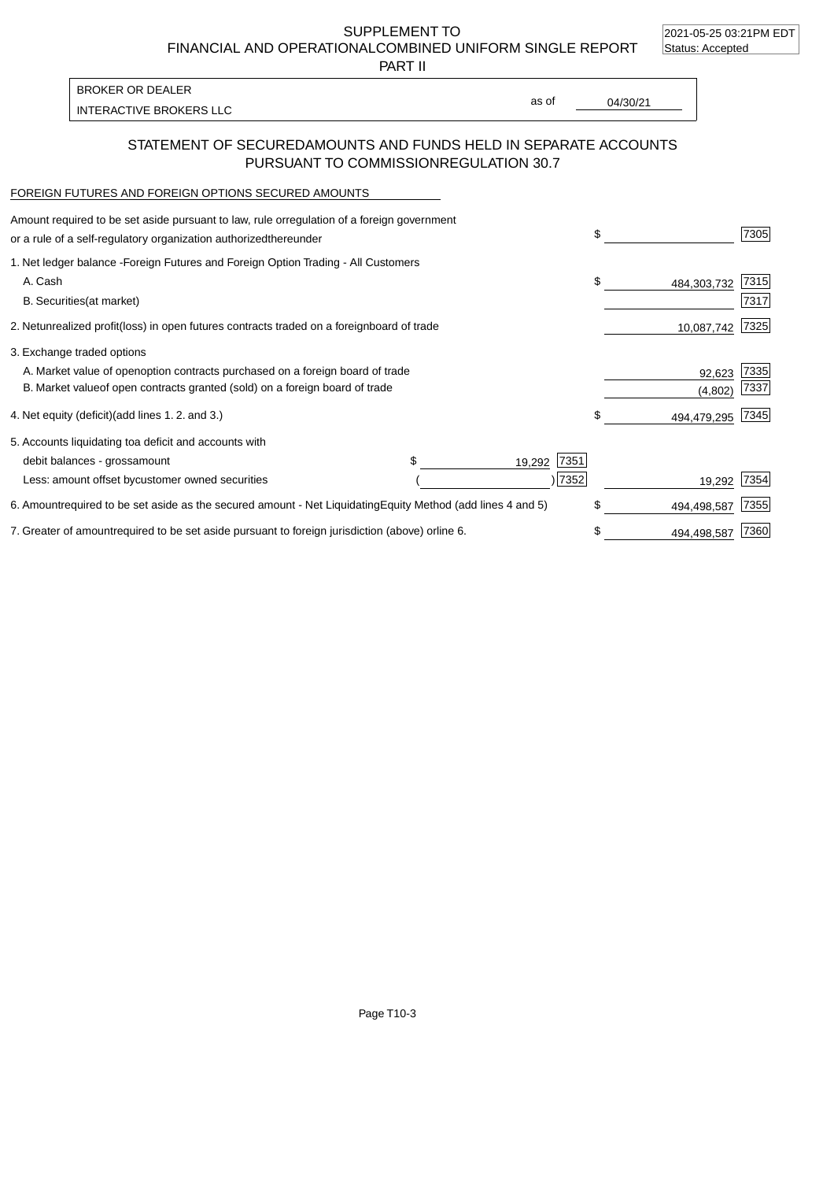SUPPLEMENT TO
FINANCIAL AND OPERATIONAL COMBINED UNIFORM SINGLE REPORT
PART II

2021-05-25 03:21PM EDT
Status: Accepted

BROKER OR DEALER
INTERACTIVE BROKERS LLC

as of 04/30/21

## STATEMENT OF SECURED AMOUNTS AND FUNDS HELD IN SEPARATE ACCOUNTS PURSUANT TO COMMISSION REGULATION 30.7

FOREIGN FUTURES AND FOREIGN OPTIONS SECURED AMOUNTS

| | | | | | |
|---|---|---|---|---|---|
| Amount required to be set aside pursuant to law, rule or regulation of a foreign government or a rule of a self-regulatory organization authorized thereunder | | | $ | | 7305 |
| 1. Net ledger balance - Foreign Futures and Foreign Option Trading - All Customers | | | | | |
| A. Cash | | | $ | 484,303,732 | 7315 |
| B. Securities (at market) | | | | | 7317 |
| 2. Net unrealized profit (loss) in open futures contracts traded on a foreign board of trade | | | | 10,087,742 | 7325 |
| 3. Exchange traded options | | | | | |
| A. Market value of open option contracts purchased on a foreign board of trade | | | | 92,623 | 7335 |
| B. Market value of open contracts granted (sold) on a foreign board of trade | | | | (4,802) | 7337 |
| 4. Net equity (deficit) (add lines 1. 2. and 3.) | | | $ | 494,479,295 | 7345 |
| 5. Accounts liquidating to a deficit and accounts with | | | | | |
| debit balances - gross amount | $ 19,292 | 7351 | | | |
| Less: amount offset by customer owned securities | ( ) | 7352 | | 19,292 | 7354 |
| 6. Amount required to be set aside as the secured amount - Net Liquidating Equity Method (add lines 4 and 5) | | | $ | 494,498,587 | 7355 |
| 7. Greater of amount required to be set aside pursuant to foreign jurisdiction (above) or line 6. | | | $ | 494,498,587 | 7360 |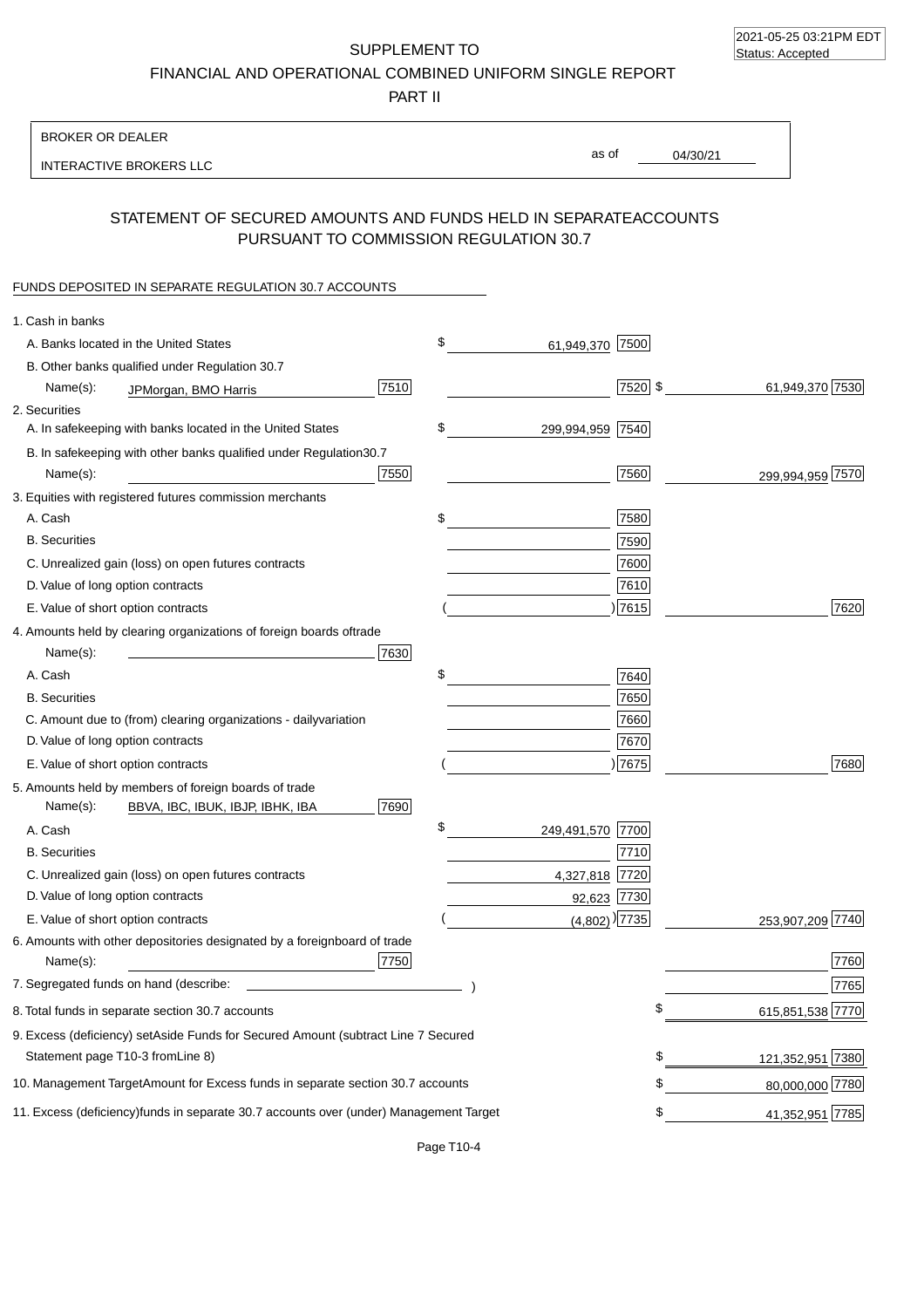2021-05-25 03:21PM EDT
Status: Accepted

SUPPLEMENT TO
FINANCIAL AND OPERATIONAL COMBINED UNIFORM SINGLE REPORT
PART II

BROKER OR DEALER
INTERACTIVE BROKERS LLC

as of 04/30/21

## STATEMENT OF SECURED AMOUNTS AND FUNDS HELD IN SEPARATEACCOUNTS PURSUANT TO COMMISSION REGULATION 30.7

FUNDS DEPOSITED IN SEPARATE REGULATION 30.7 ACCOUNTS

| | | | |
|---|---|---|---|
| 1. Cash in banks | | | |
| A. Banks located in the United States | | $ 61,949,370 [7500] | |
| B. Other banks qualified under Regulation 30.7 | | | |
| Name(s): JPMorgan, BMO Harris | [7510] | [7520] | $ 61,949,370 [7530] |
| 2. Securities | | | |
| A. In safekeeping with banks located in the United States | | $ 299,994,959 [7540] | |
| B. In safekeeping with other banks qualified under Regulation30.7 | | | |
| Name(s): | [7550] | [7560] | 299,994,959 [7570] |
| 3. Equities with registered futures commission merchants | | | |
| A. Cash | | $ [7580] | |
| B. Securities | | [7590] | |
| C. Unrealized gain (loss) on open futures contracts | | [7600] | |
| D. Value of long option contracts | | [7610] | |
| E. Value of short option contracts | | ( ) [7615] | [7620] |
| 4. Amounts held by clearing organizations of foreign boards oftrade | | | |
| Name(s): | [7630] | | |
| A. Cash | | $ [7640] | |
| B. Securities | | [7650] | |
| C. Amount due to (from) clearing organizations - dailyvariation | | [7660] | |
| D. Value of long option contracts | | [7670] | |
| E. Value of short option contracts | | ( ) [7675] | [7680] |
| 5. Amounts held by members of foreign boards of trade | | | |
| Name(s): BBVA, IBC, IBUK, IBJP, IBHK, IBA | [7690] | | |
| A. Cash | | $ 249,491,570 [7700] | |
| B. Securities | | [7710] | |
| C. Unrealized gain (loss) on open futures contracts | | 4,327,818 [7720] | |
| D. Value of long option contracts | | 92,623 [7730] | |
| E. Value of short option contracts | | ( (4,802) ) [7735] | 253,907,209 [7740] |
| 6. Amounts with other depositories designated by a foreignboard of trade | | | |
| Name(s): | [7750] | | [7760] |
| 7. Segregated funds on hand (describe: ) | | | [7765] |
| 8. Total funds in separate section 30.7 accounts | | | $ 615,851,538 [7770] |
| 9. Excess (deficiency) setAside Funds for Secured Amount (subtract Line 7 Secured Statement page T10-3 fromLine 8) | | | $ 121,352,951 [7380] |
| 10. Management TargetAmount for Excess funds in separate section 30.7 accounts | | | $ 80,000,000 [7780] |
| 11. Excess (deficiency)funds in separate 30.7 accounts over (under) Management Target | | | $ 41,352,951 [7785] |

Page T10-4